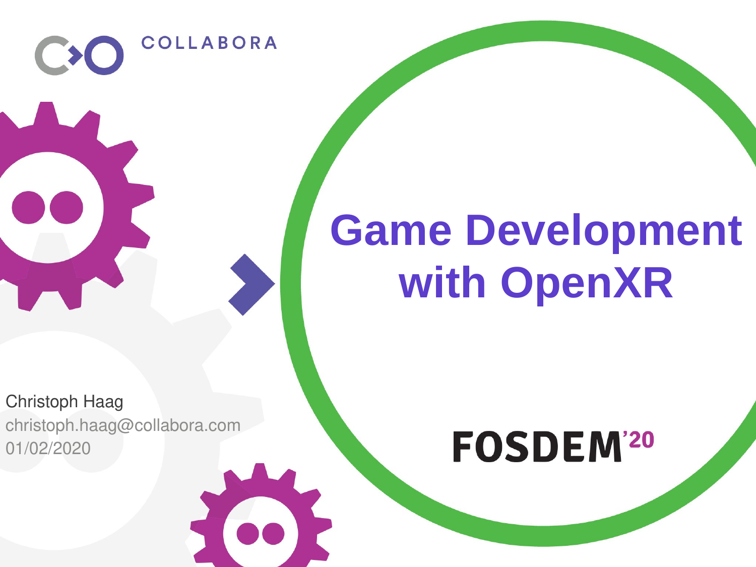COLLABORA

# Game Development with OpenXR

Christoph Haag
christoph.haag@collabora.com
01/02/2020

FOSDEM'20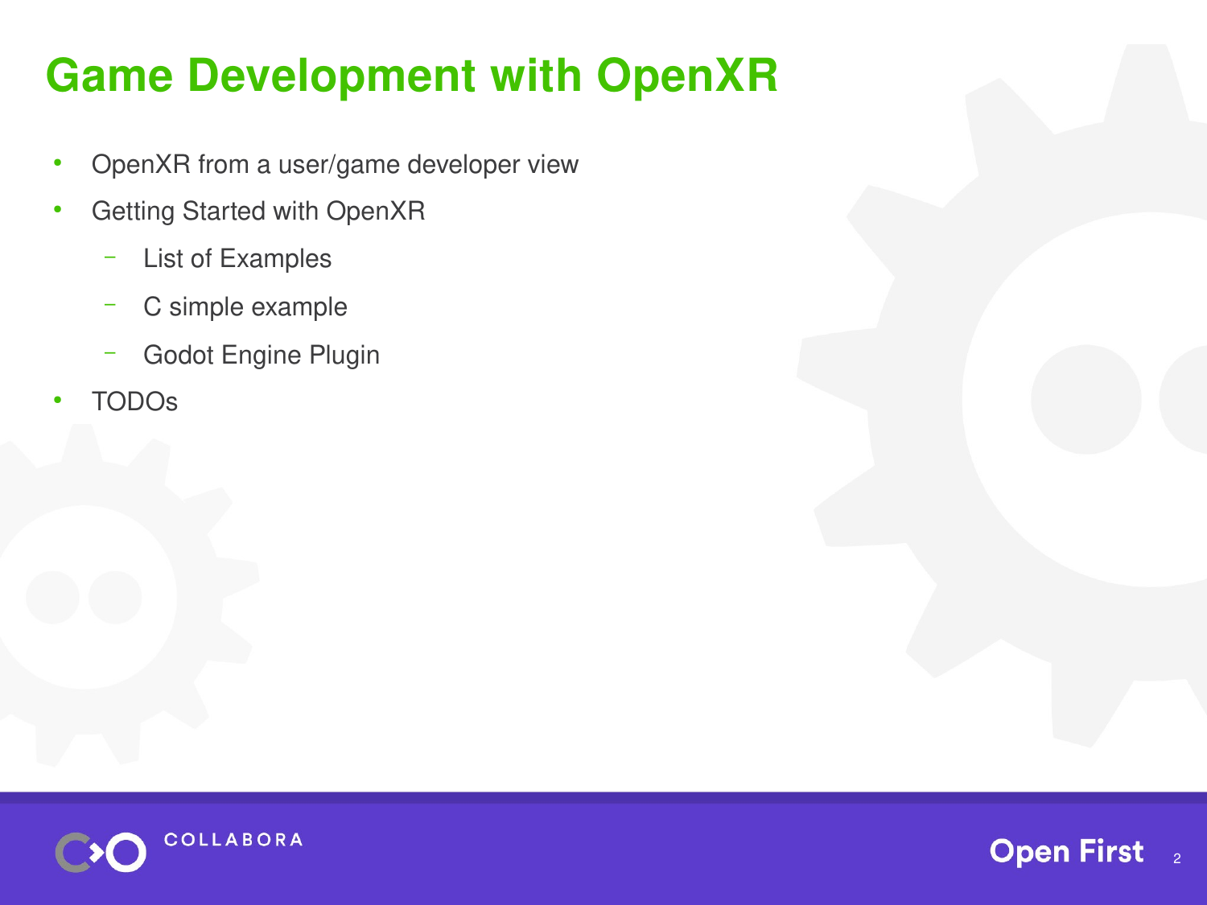# Game Development with OpenXR

- OpenXR from a user/game developer view
- Getting Started with OpenXR
  - List of Examples
  - C simple example
  - Godot Engine Plugin
- TODOs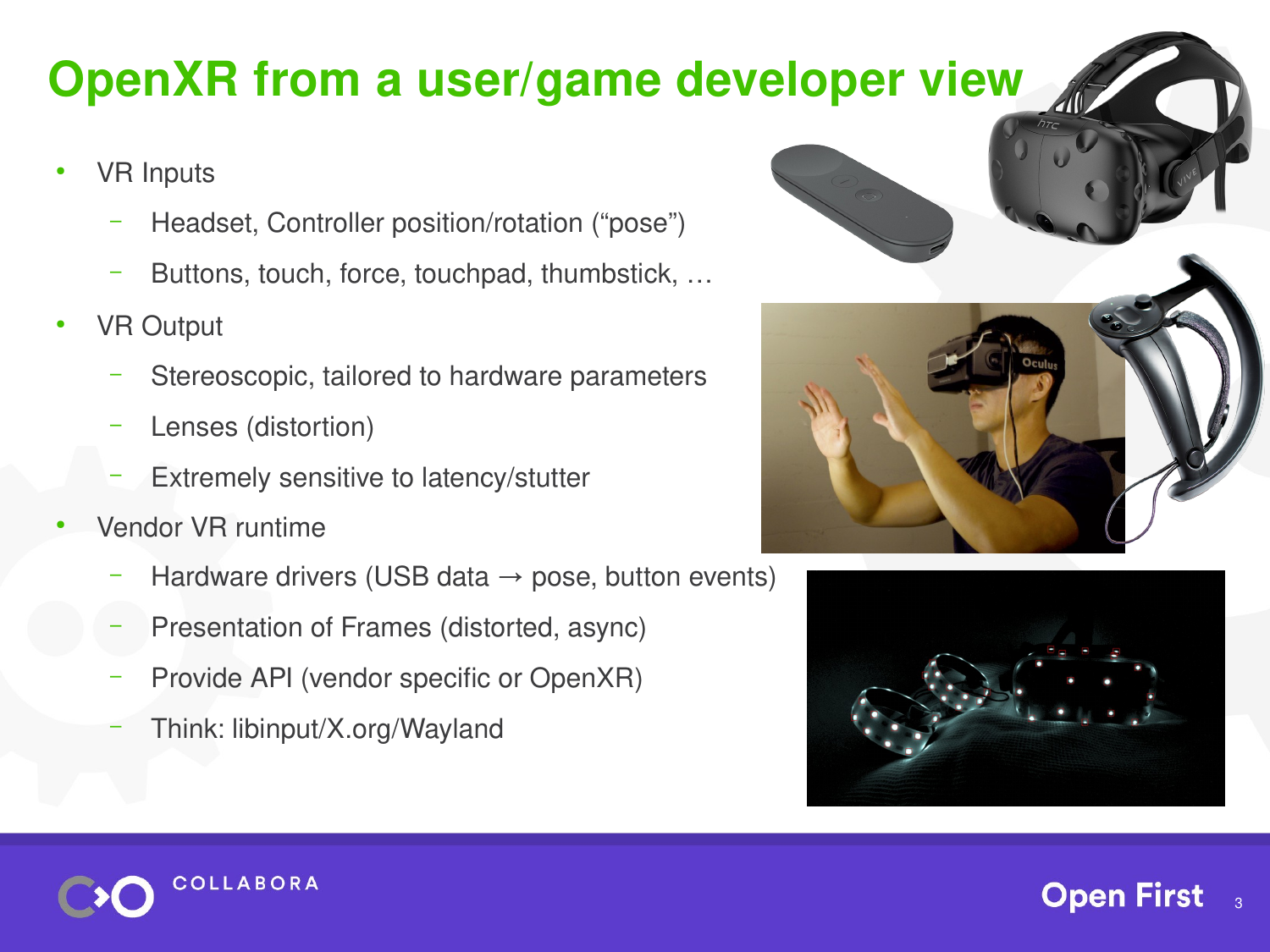# OpenXR from a user/game developer view

- VR Inputs
  - Headset, Controller position/rotation ("pose")
  - Buttons, touch, force, touchpad, thumbstick, …
- VR Output
  - Stereoscopic, tailored to hardware parameters
  - Lenses (distortion)
  - Extremely sensitive to latency/stutter
- Vendor VR runtime
  - Hardware drivers (USB data → pose, button events)
  - Presentation of Frames (distorted, async)
  - Provide API (vendor specific or OpenXR)
  - Think: libinput/X.org/Wayland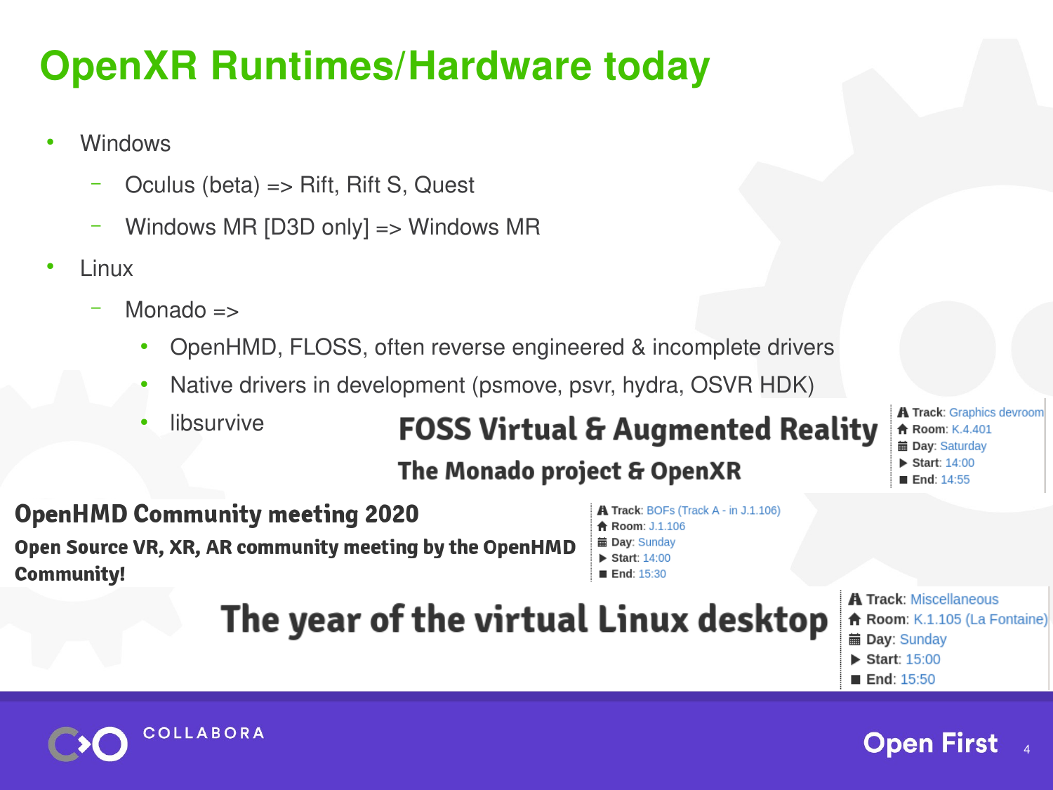# OpenXR Runtimes/Hardware today

- Windows
  - Oculus (beta) => Rift, Rift S, Quest
  - Windows MR [D3D only] => Windows MR
- Linux
  - Monado =>
    - OpenHMD, FLOSS, often reverse engineered & incomplete drivers
    - Native drivers in development (psmove, psvr, hydra, OSVR HDK)
    - libsurvive

**FOSS Virtual & Augmented Reality**

**The Monado project & OpenXR**

- **Track**: Graphics devroom
- **Room**: K.4.401
- **Day**: Saturday
- **Start**: 14:00
- **End**: 14:55

**OpenHMD Community meeting 2020**

**Open Source VR, XR, AR community meeting by the OpenHMD Community!**

- **Track**: BOFs (Track A - in J.1.106)
- **Room**: J.1.106
- **Day**: Sunday
- **Start**: 14:00
- **End**: 15:30

**The year of the virtual Linux desktop**

- **Track**: Miscellaneous
- **Room**: K.1.105 (La Fontaine)
- **Day**: Sunday
- **Start**: 15:00
- **End**: 15:50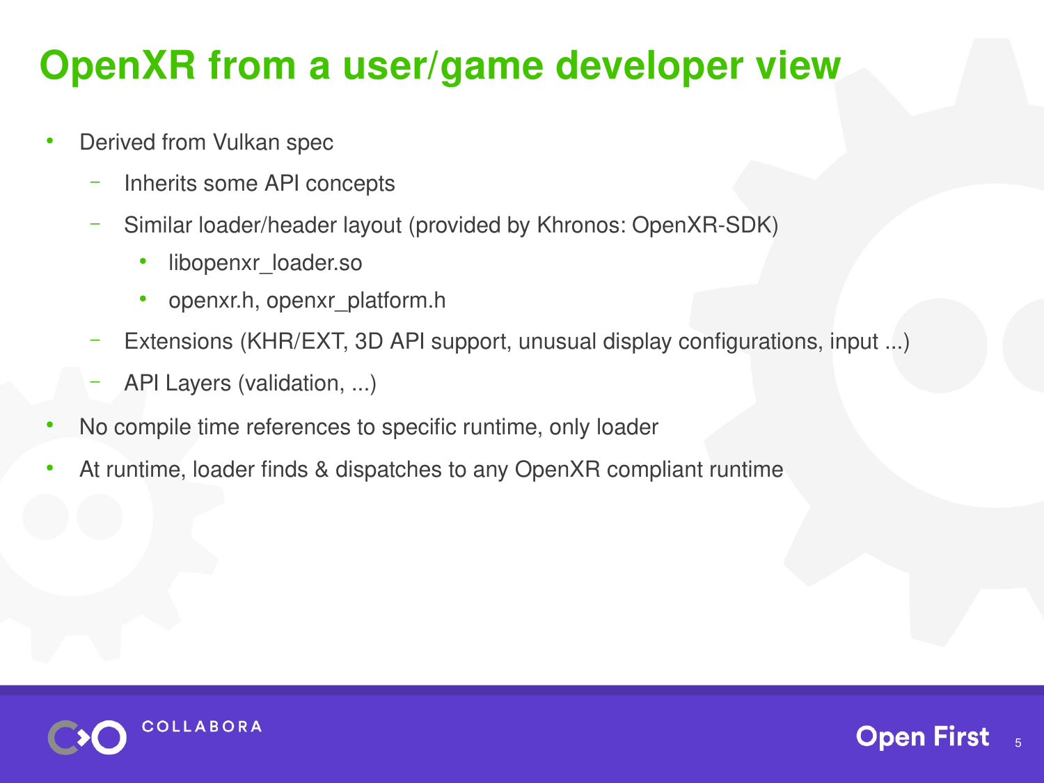# OpenXR from a user/game developer view

- Derived from Vulkan spec
  - Inherits some API concepts
  - Similar loader/header layout (provided by Khronos: OpenXR-SDK)
    - libopenxr_loader.so
    - openxr.h, openxr_platform.h
  - Extensions (KHR/EXT, 3D API support, unusual display configurations, input ...)
  - API Layers (validation, ...)
- No compile time references to specific runtime, only loader
- At runtime, loader finds & dispatches to any OpenXR compliant runtime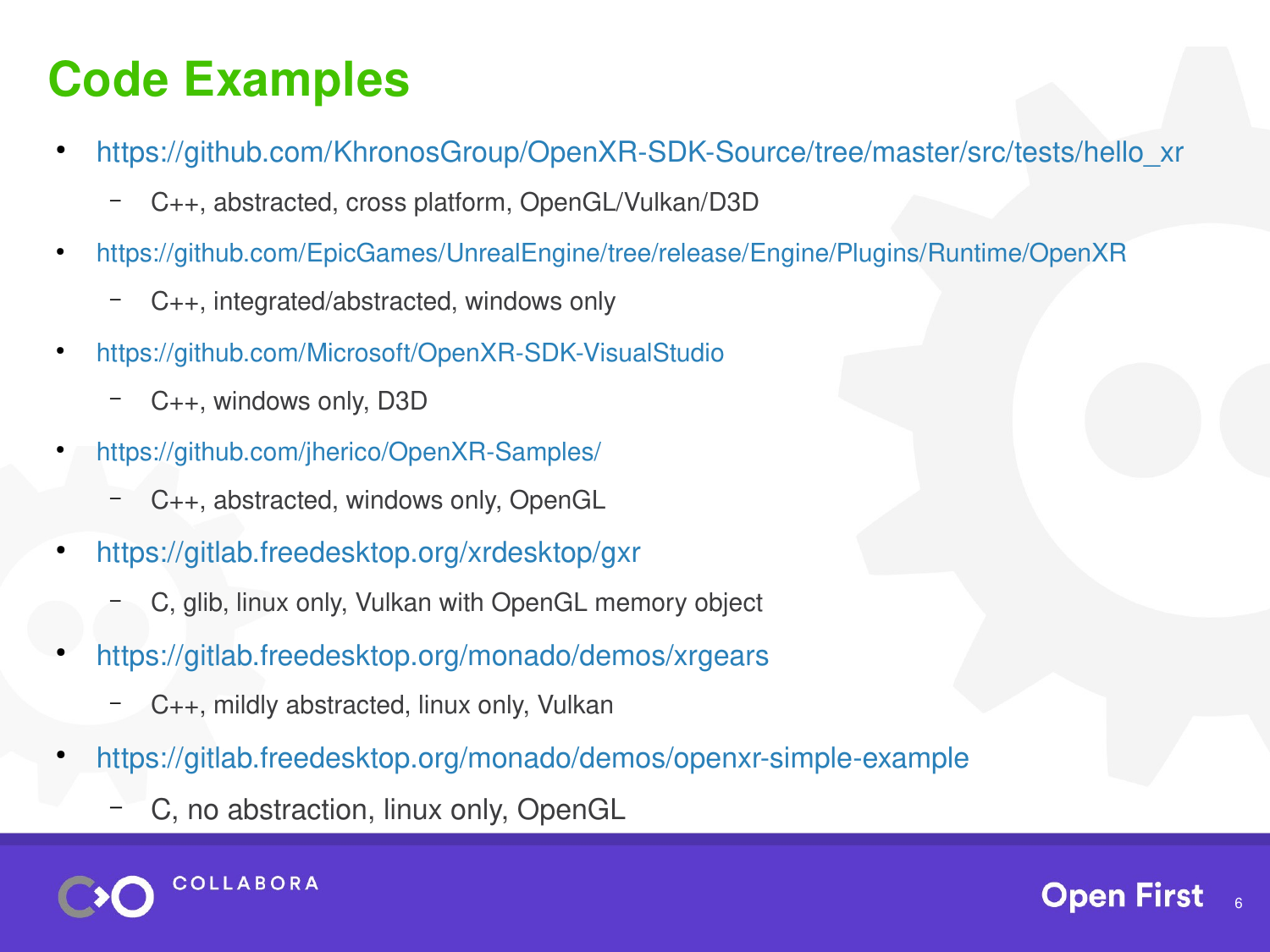# Code Examples

- https://github.com/KhronosGroup/OpenXR-SDK-Source/tree/master/src/tests/hello_xr
  - C++, abstracted, cross platform, OpenGL/Vulkan/D3D
- https://github.com/EpicGames/UnrealEngine/tree/release/Engine/Plugins/Runtime/OpenXR
  - C++, integrated/abstracted, windows only
- https://github.com/Microsoft/OpenXR-SDK-VisualStudio
  - C++, windows only, D3D
- https://github.com/jherico/OpenXR-Samples/
  - C++, abstracted, windows only, OpenGL
- https://gitlab.freedesktop.org/xrdesktop/gxr
  - C, glib, linux only, Vulkan with OpenGL memory object
- https://gitlab.freedesktop.org/monado/demos/xrgears
  - C++, mildly abstracted, linux only, Vulkan
- https://gitlab.freedesktop.org/monado/demos/openxr-simple-example
  - C, no abstraction, linux only, OpenGL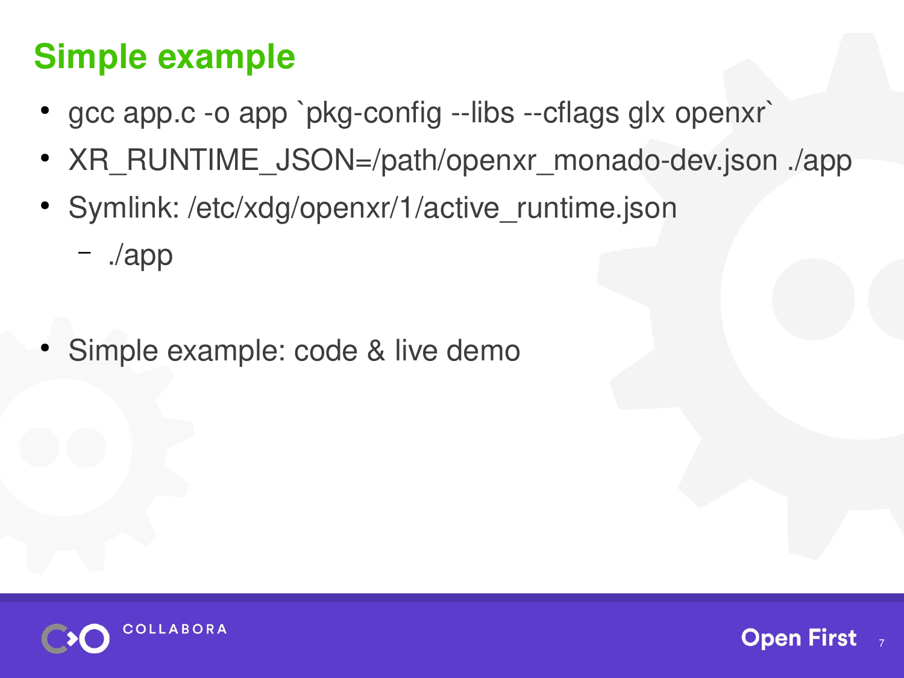# Simple example

- gcc app.c -o app `pkg-config --libs --cflags glx openxr`
- XR_RUNTIME_JSON=/path/openxr_monado-dev.json ./app
- Symlink: /etc/xdg/openxr/1/active_runtime.json
  - ./app

- Simple example: code & live demo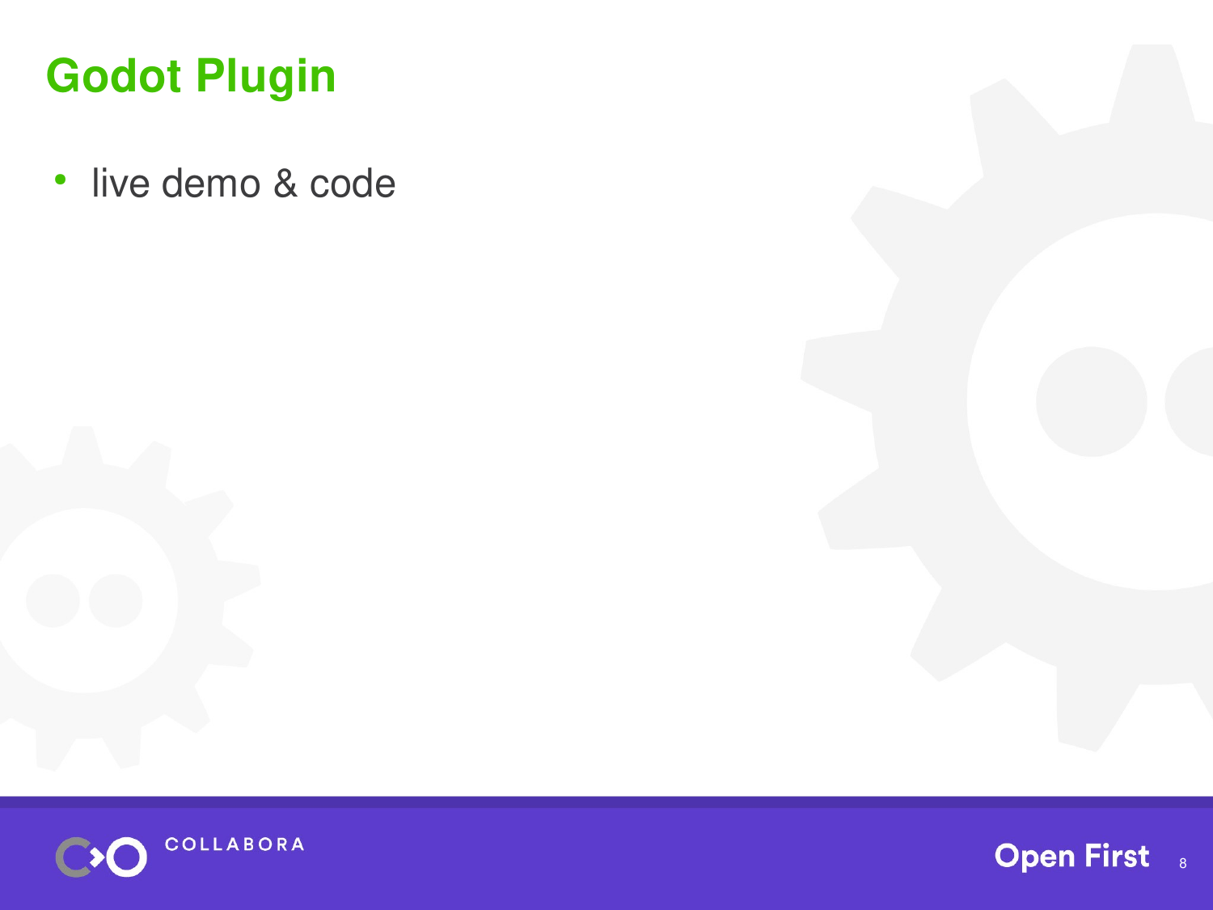# Godot Plugin

- live demo & code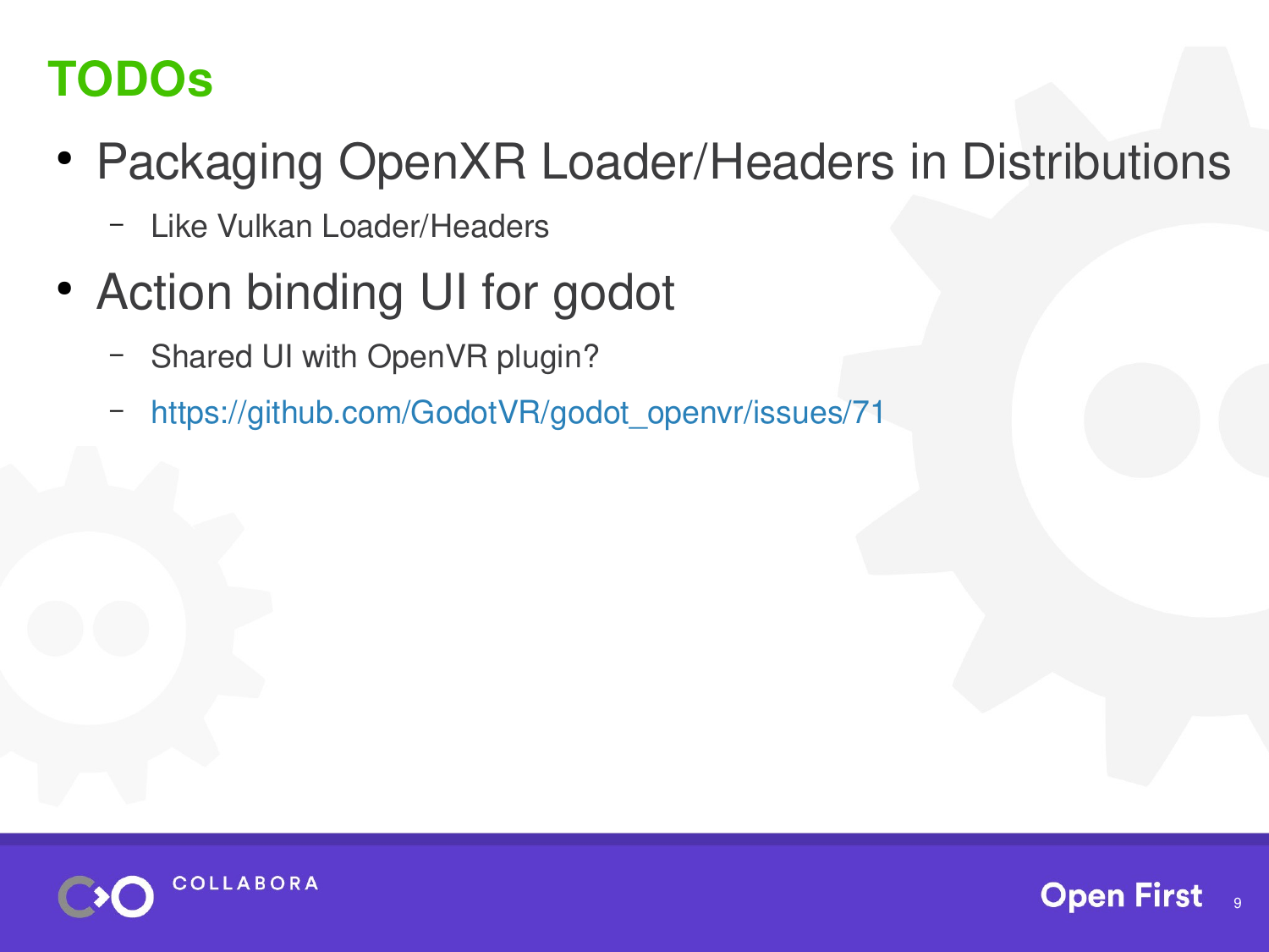# TODOs

- Packaging OpenXR Loader/Headers in Distributions
  - Like Vulkan Loader/Headers
- Action binding UI for godot
  - Shared UI with OpenVR plugin?
  - https://github.com/GodotVR/godot_openvr/issues/71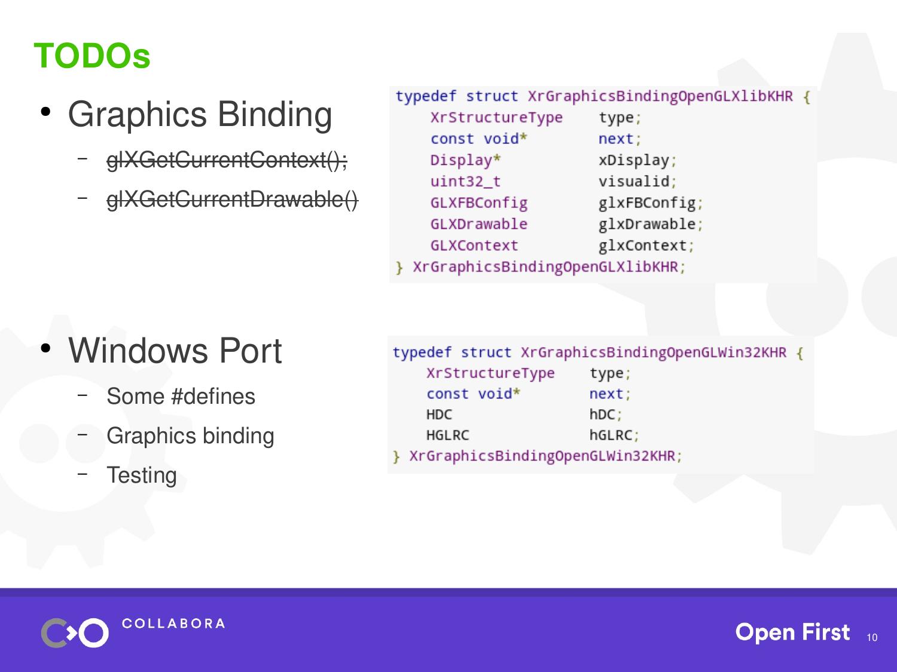# TODOs

- Graphics Binding
  - ~~glXGetCurrentContext();~~
  - ~~glXGetCurrentDrawable()~~

```
typedef struct XrGraphicsBindingOpenGLXlibKHR {
    XrStructureType    type;
    const void*        next;
    Display*           xDisplay;
    uint32_t           visualid;
    GLXFBConfig        glxFBConfig;
    GLXDrawable        glxDrawable;
    GLXContext         glxContext;
} XrGraphicsBindingOpenGLXlibKHR;
```

- Windows Port
  - Some #defines
  - Graphics binding
  - Testing

```
typedef struct XrGraphicsBindingOpenGLWin32KHR {
    XrStructureType    type;
    const void*        next;
    HDC                hDC;
    HGLRC              hGLRC;
} XrGraphicsBindingOpenGLWin32KHR;
```

COLLABORA

Open First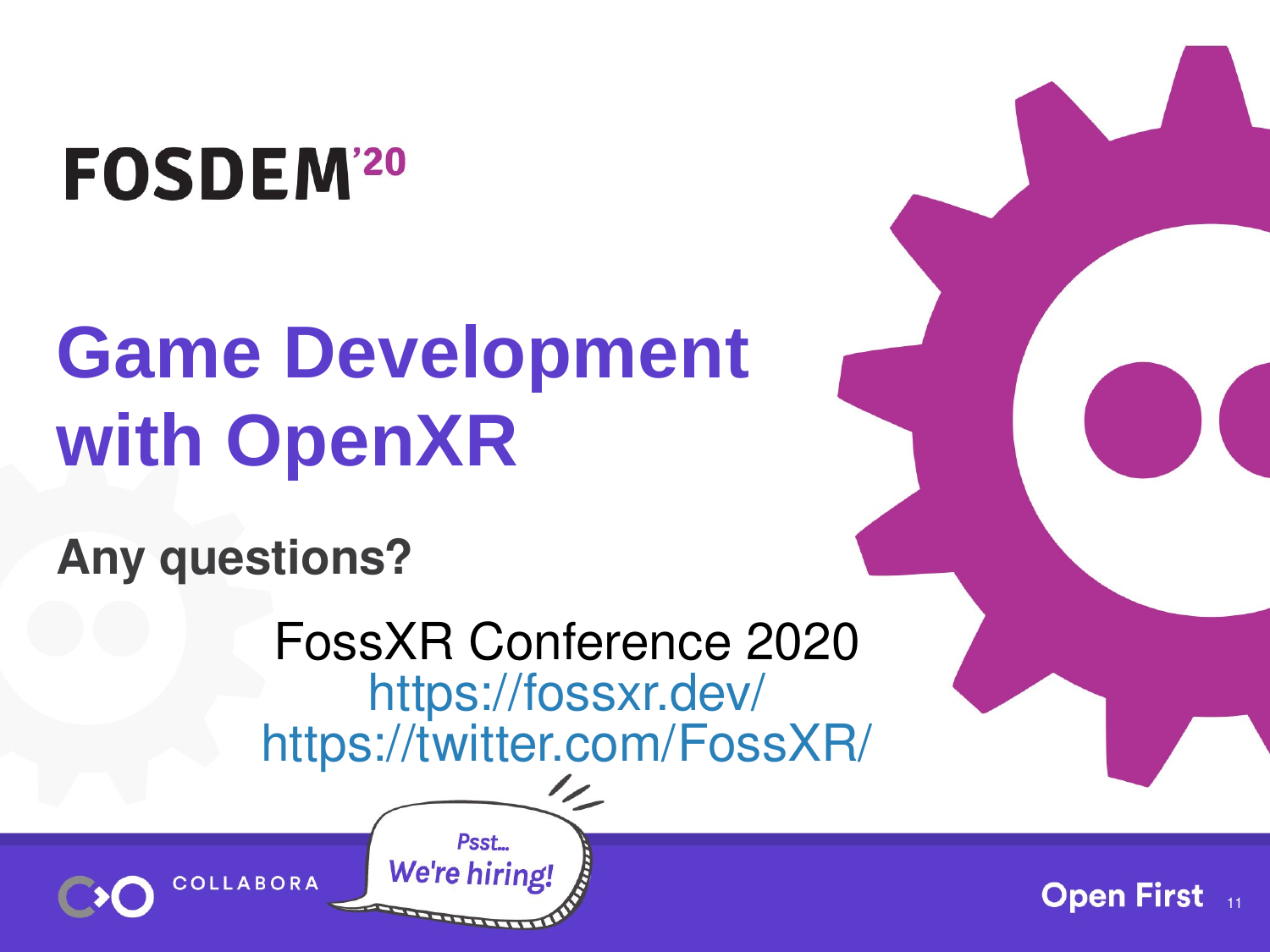FOSDEM'20

# Game Development with OpenXR

## Any questions?

FossXR Conference 2020

https://fossxr.dev/

https://twitter.com/FossXR/

Psst... We're hiring!

COLLABORA

Open First